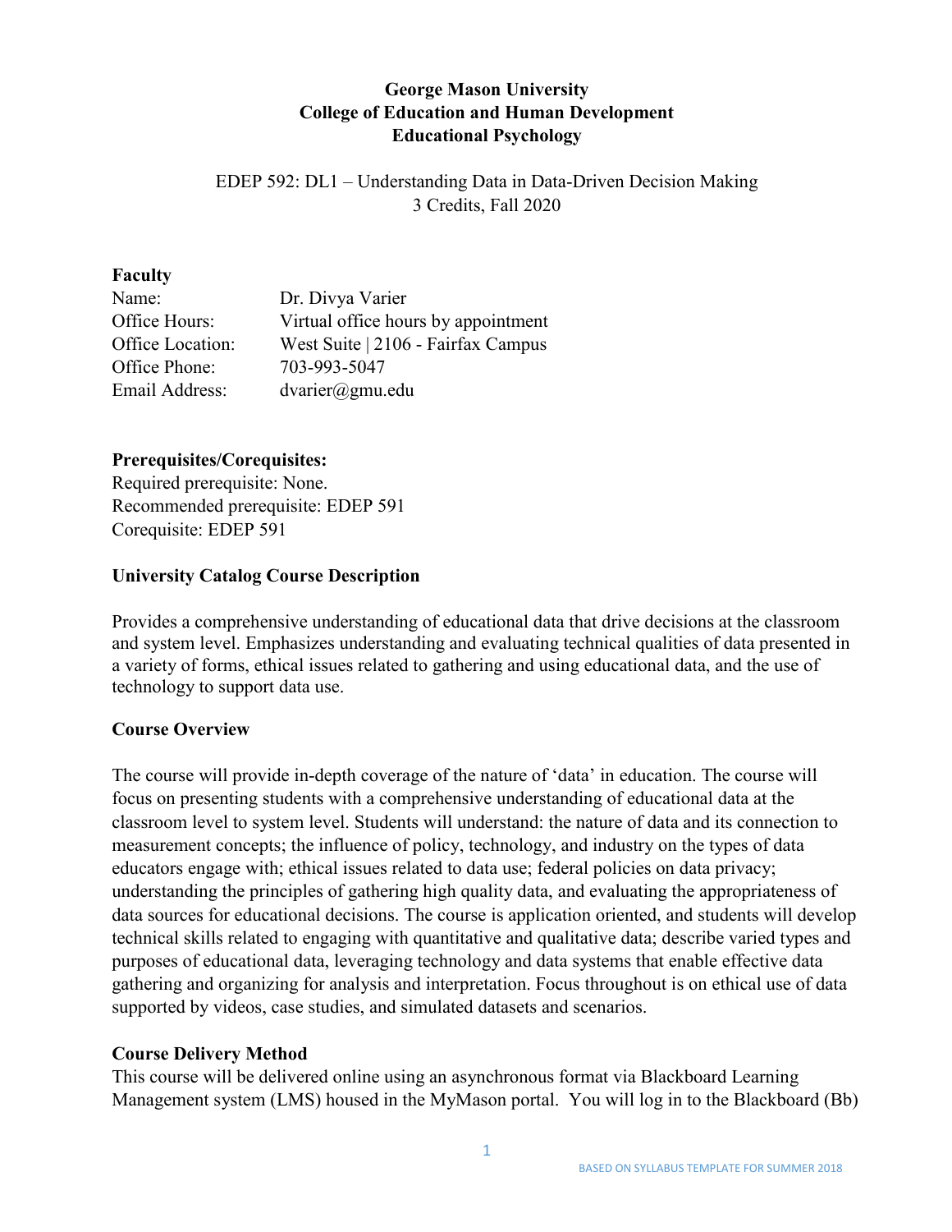**George Mason University**
**College of Education and Human Development**
**Educational Psychology**

EDEP 592: DL1 – Understanding Data in Data-Driven Decision Making
3 Credits, Fall 2020

**Faculty**

| | |
|---|---|
| Name: | Dr. Divya Varier |
| Office Hours: | Virtual office hours by appointment |
| Office Location: | West Suite \| 2106 - Fairfax Campus |
| Office Phone: | 703-993-5047 |
| Email Address: | dvarier@gmu.edu |

**Prerequisites/Corequisites:**
Required prerequisite: None.
Recommended prerequisite: EDEP 591
Corequisite: EDEP 591

**University Catalog Course Description**

Provides a comprehensive understanding of educational data that drive decisions at the classroom and system level. Emphasizes understanding and evaluating technical qualities of data presented in a variety of forms, ethical issues related to gathering and using educational data, and the use of technology to support data use.

**Course Overview**

The course will provide in-depth coverage of the nature of 'data' in education. The course will focus on presenting students with a comprehensive understanding of educational data at the classroom level to system level. Students will understand: the nature of data and its connection to measurement concepts; the influence of policy, technology, and industry on the types of data educators engage with; ethical issues related to data use; federal policies on data privacy; understanding the principles of gathering high quality data, and evaluating the appropriateness of data sources for educational decisions. The course is application oriented, and students will develop technical skills related to engaging with quantitative and qualitative data; describe varied types and purposes of educational data, leveraging technology and data systems that enable effective data gathering and organizing for analysis and interpretation. Focus throughout is on ethical use of data supported by videos, case studies, and simulated datasets and scenarios.

**Course Delivery Method**

This course will be delivered online using an asynchronous format via Blackboard Learning Management system (LMS) housed in the MyMason portal. You will log in to the Blackboard (Bb)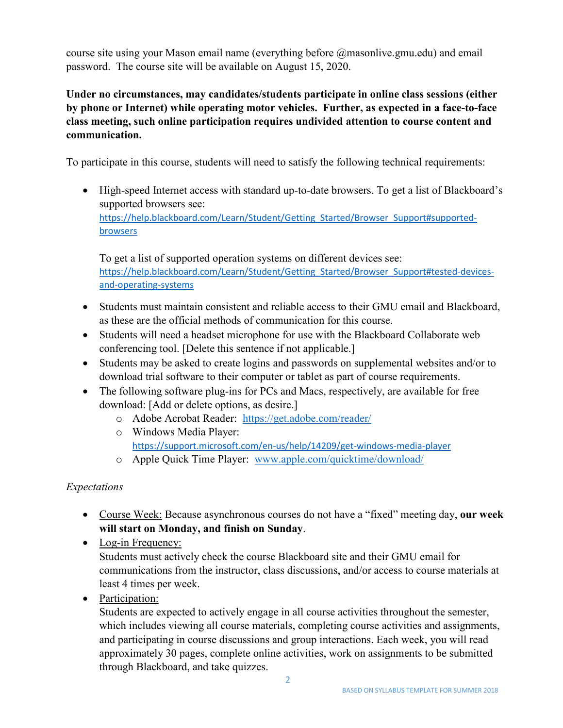course site using your Mason email name (everything before @masonlive.gmu.edu) and email password. The course site will be available on August 15, 2020.

**Under no circumstances, may candidates/students participate in online class sessions (either by phone or Internet) while operating motor vehicles. Further, as expected in a face-to-face class meeting, such online participation requires undivided attention to course content and communication.**

To participate in this course, students will need to satisfy the following technical requirements:

- High-speed Internet access with standard up-to-date browsers. To get a list of Blackboard's supported browsers see: https://help.blackboard.com/Learn/Student/Getting_Started/Browser_Support#supported-browsers

  To get a list of supported operation systems on different devices see: https://help.blackboard.com/Learn/Student/Getting_Started/Browser_Support#tested-devices-and-operating-systems
- Students must maintain consistent and reliable access to their GMU email and Blackboard, as these are the official methods of communication for this course.
- Students will need a headset microphone for use with the Blackboard Collaborate web conferencing tool. [Delete this sentence if not applicable.]
- Students may be asked to create logins and passwords on supplemental websites and/or to download trial software to their computer or tablet as part of course requirements.
- The following software plug-ins for PCs and Macs, respectively, are available for free download: [Add or delete options, as desire.]
  - Adobe Acrobat Reader: https://get.adobe.com/reader/
  - Windows Media Player: https://support.microsoft.com/en-us/help/14209/get-windows-media-player
  - Apple Quick Time Player: www.apple.com/quicktime/download/

*Expectations*

- Course Week: Because asynchronous courses do not have a "fixed" meeting day, **our week will start on Monday, and finish on Sunday**.
- Log-in Frequency:
  Students must actively check the course Blackboard site and their GMU email for communications from the instructor, class discussions, and/or access to course materials at least 4 times per week.
- Participation:
  Students are expected to actively engage in all course activities throughout the semester, which includes viewing all course materials, completing course activities and assignments, and participating in course discussions and group interactions. Each week, you will read approximately 30 pages, complete online activities, work on assignments to be submitted through Blackboard, and take quizzes.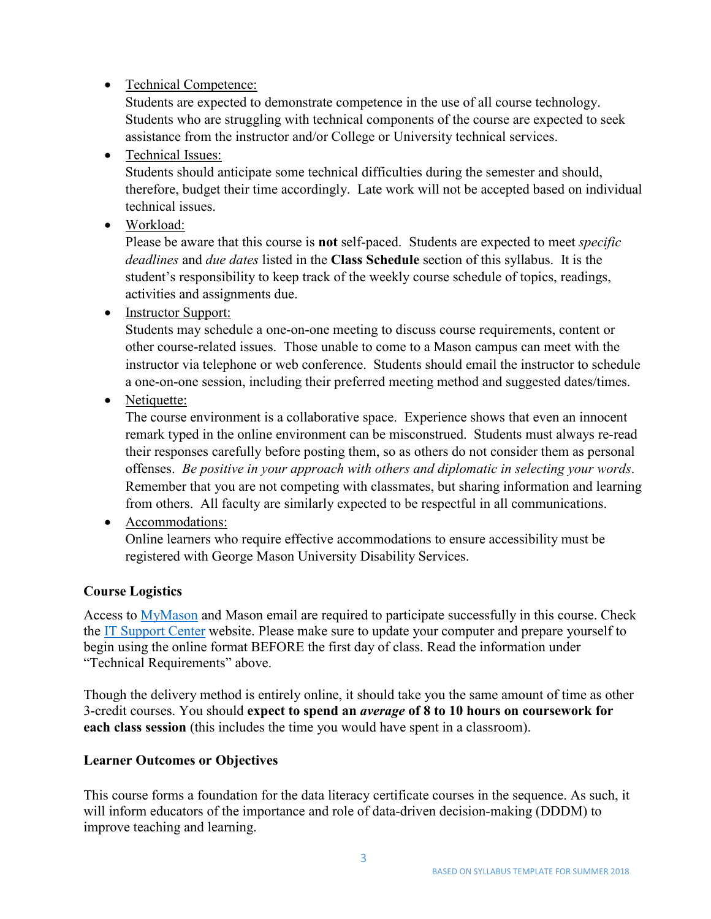- Technical Competence:
  Students are expected to demonstrate competence in the use of all course technology. Students who are struggling with technical components of the course are expected to seek assistance from the instructor and/or College or University technical services.
- Technical Issues:
  Students should anticipate some technical difficulties during the semester and should, therefore, budget their time accordingly. Late work will not be accepted based on individual technical issues.
- Workload:
  Please be aware that this course is **not** self-paced. Students are expected to meet *specific deadlines* and *due dates* listed in the **Class Schedule** section of this syllabus. It is the student's responsibility to keep track of the weekly course schedule of topics, readings, activities and assignments due.
- Instructor Support:
  Students may schedule a one-on-one meeting to discuss course requirements, content or other course-related issues. Those unable to come to a Mason campus can meet with the instructor via telephone or web conference. Students should email the instructor to schedule a one-on-one session, including their preferred meeting method and suggested dates/times.
- Netiquette:
  The course environment is a collaborative space. Experience shows that even an innocent remark typed in the online environment can be misconstrued. Students must always re-read their responses carefully before posting them, so as others do not consider them as personal offenses. *Be positive in your approach with others and diplomatic in selecting your words*. Remember that you are not competing with classmates, but sharing information and learning from others. All faculty are similarly expected to be respectful in all communications.
- Accommodations:
  Online learners who require effective accommodations to ensure accessibility must be registered with George Mason University Disability Services.

**Course Logistics**

Access to MyMason and Mason email are required to participate successfully in this course. Check the IT Support Center website. Please make sure to update your computer and prepare yourself to begin using the online format BEFORE the first day of class. Read the information under "Technical Requirements" above.

Though the delivery method is entirely online, it should take you the same amount of time as other 3-credit courses. You should **expect to spend an *average* of 8 to 10 hours on coursework for each class session** (this includes the time you would have spent in a classroom).

**Learner Outcomes or Objectives**

This course forms a foundation for the data literacy certificate courses in the sequence. As such, it will inform educators of the importance and role of data-driven decision-making (DDDM) to improve teaching and learning.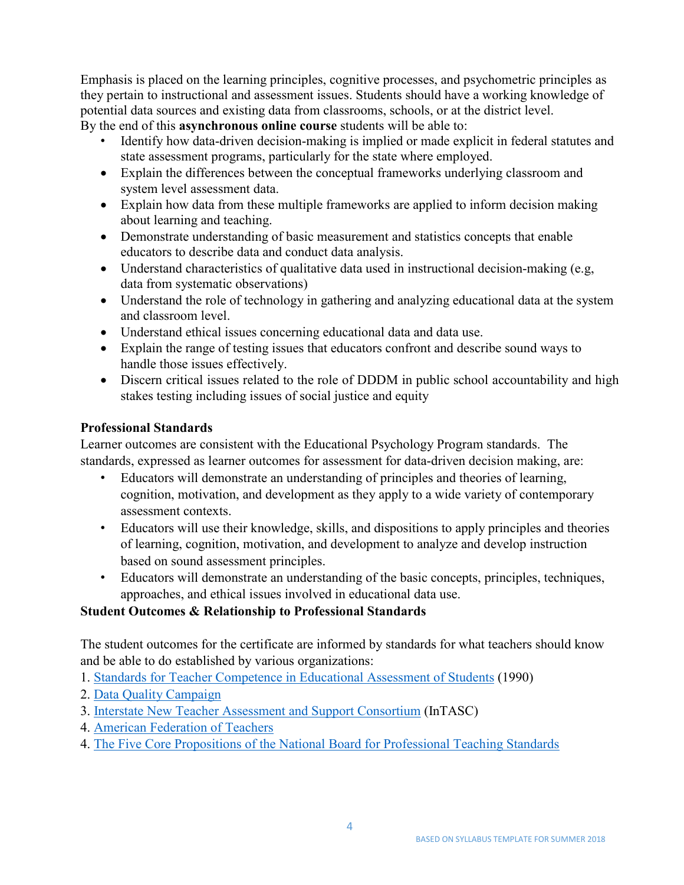Emphasis is placed on the learning principles, cognitive processes, and psychometric principles as they pertain to instructional and assessment issues. Students should have a working knowledge of potential data sources and existing data from classrooms, schools, or at the district level.

By the end of this **asynchronous online course** students will be able to:

- Identify how data-driven decision-making is implied or made explicit in federal statutes and state assessment programs, particularly for the state where employed.
- Explain the differences between the conceptual frameworks underlying classroom and system level assessment data.
- Explain how data from these multiple frameworks are applied to inform decision making about learning and teaching.
- Demonstrate understanding of basic measurement and statistics concepts that enable educators to describe data and conduct data analysis.
- Understand characteristics of qualitative data used in instructional decision-making (e.g, data from systematic observations)
- Understand the role of technology in gathering and analyzing educational data at the system and classroom level.
- Understand ethical issues concerning educational data and data use.
- Explain the range of testing issues that educators confront and describe sound ways to handle those issues effectively.
- Discern critical issues related to the role of DDDM in public school accountability and high stakes testing including issues of social justice and equity

**Professional Standards**

Learner outcomes are consistent with the Educational Psychology Program standards. The standards, expressed as learner outcomes for assessment for data-driven decision making, are:

- Educators will demonstrate an understanding of principles and theories of learning, cognition, motivation, and development as they apply to a wide variety of contemporary assessment contexts.
- Educators will use their knowledge, skills, and dispositions to apply principles and theories of learning, cognition, motivation, and development to analyze and develop instruction based on sound assessment principles.
- Educators will demonstrate an understanding of the basic concepts, principles, techniques, approaches, and ethical issues involved in educational data use.

**Student Outcomes & Relationship to Professional Standards**

The student outcomes for the certificate are informed by standards for what teachers should know and be able to do established by various organizations:

1. Standards for Teacher Competence in Educational Assessment of Students (1990)
2. Data Quality Campaign
3. Interstate New Teacher Assessment and Support Consortium (InTASC)
4. American Federation of Teachers
4. The Five Core Propositions of the National Board for Professional Teaching Standards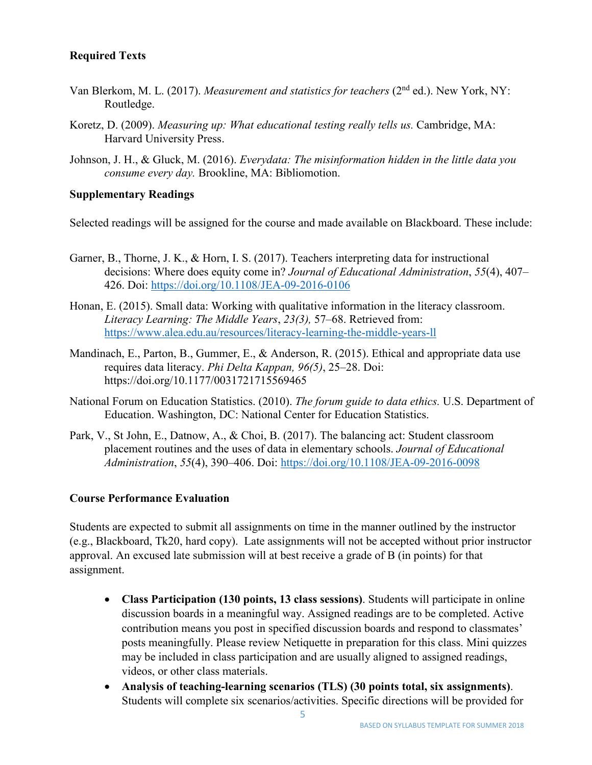**Required Texts**

Van Blerkom, M. L. (2017). *Measurement and statistics for teachers* (2nd ed.). New York, NY: Routledge.

Koretz, D. (2009). *Measuring up: What educational testing really tells us.* Cambridge, MA: Harvard University Press.

Johnson, J. H., & Gluck, M. (2016). *Everydata: The misinformation hidden in the little data you consume every day.* Brookline, MA: Bibliomotion.

**Supplementary Readings**

Selected readings will be assigned for the course and made available on Blackboard. These include:

Garner, B., Thorne, J. K., & Horn, I. S. (2017). Teachers interpreting data for instructional decisions: Where does equity come in? *Journal of Educational Administration*, *55*(4), 407–426. Doi: https://doi.org/10.1108/JEA-09-2016-0106

Honan, E. (2015). Small data: Working with qualitative information in the literacy classroom. *Literacy Learning: The Middle Years*, *23(3),* 57–68. Retrieved from: https://www.alea.edu.au/resources/literacy-learning-the-middle-years-ll

Mandinach, E., Parton, B., Gummer, E., & Anderson, R. (2015). Ethical and appropriate data use requires data literacy. *Phi Delta Kappan, 96(5)*, 25–28. Doi: https://doi.org/10.1177/0031721715569465

National Forum on Education Statistics. (2010). *The forum guide to data ethics.* U.S. Department of Education. Washington, DC: National Center for Education Statistics.

Park, V., St John, E., Datnow, A., & Choi, B. (2017). The balancing act: Student classroom placement routines and the uses of data in elementary schools. *Journal of Educational Administration*, *55*(4), 390–406. Doi: https://doi.org/10.1108/JEA-09-2016-0098

**Course Performance Evaluation**

Students are expected to submit all assignments on time in the manner outlined by the instructor (e.g., Blackboard, Tk20, hard copy). Late assignments will not be accepted without prior instructor approval. An excused late submission will at best receive a grade of B (in points) for that assignment.

- **Class Participation (130 points, 13 class sessions)**. Students will participate in online discussion boards in a meaningful way. Assigned readings are to be completed. Active contribution means you post in specified discussion boards and respond to classmates' posts meaningfully. Please review Netiquette in preparation for this class. Mini quizzes may be included in class participation and are usually aligned to assigned readings, videos, or other class materials.
- **Analysis of teaching-learning scenarios (TLS) (30 points total, six assignments)**. Students will complete six scenarios/activities. Specific directions will be provided for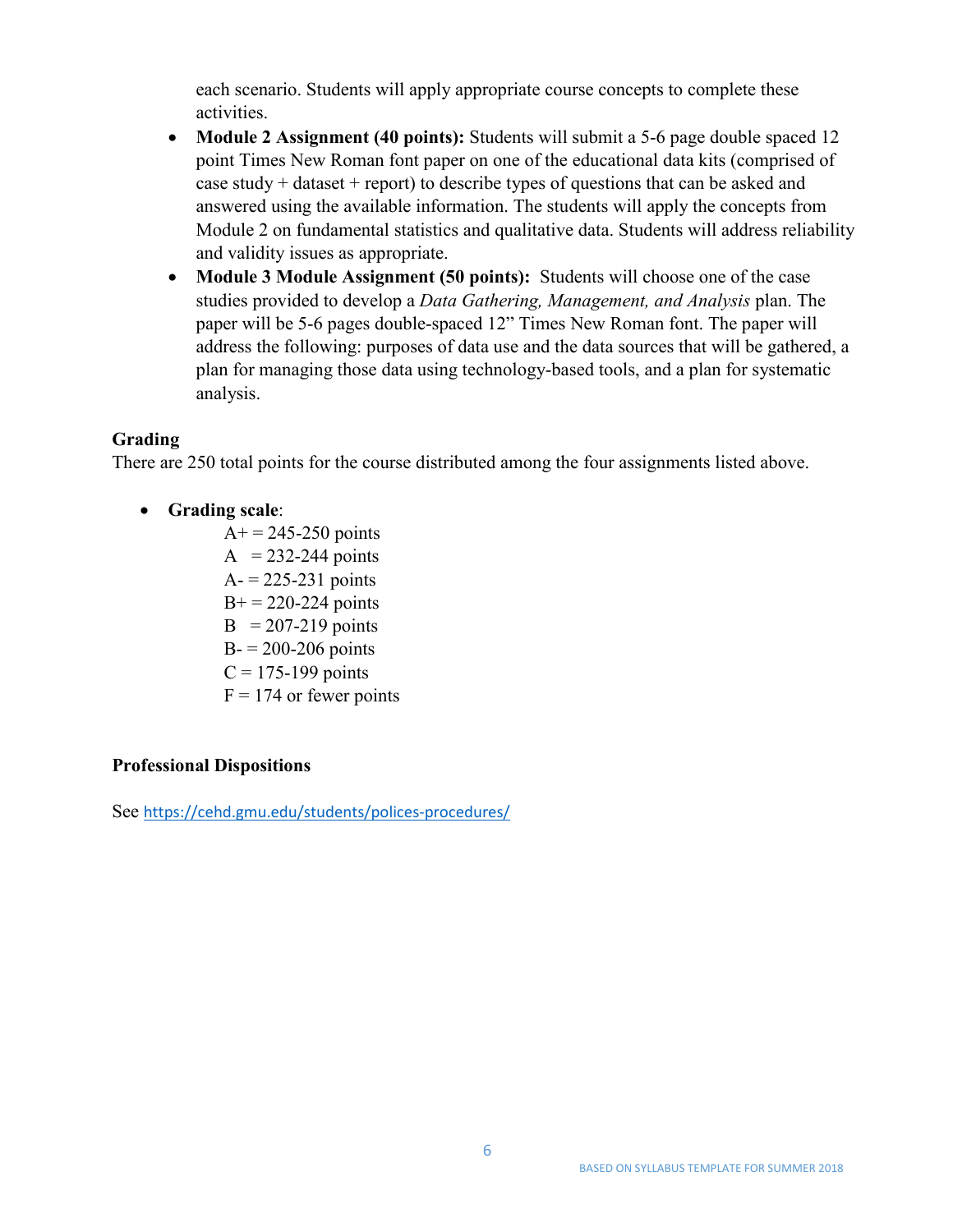each scenario. Students will apply appropriate course concepts to complete these activities.

- **Module 2 Assignment (40 points):** Students will submit a 5-6 page double spaced 12 point Times New Roman font paper on one of the educational data kits (comprised of case study + dataset + report) to describe types of questions that can be asked and answered using the available information. The students will apply the concepts from Module 2 on fundamental statistics and qualitative data. Students will address reliability and validity issues as appropriate.
- **Module 3 Module Assignment (50 points):** Students will choose one of the case studies provided to develop a *Data Gathering, Management, and Analysis* plan. The paper will be 5-6 pages double-spaced 12" Times New Roman font. The paper will address the following: purposes of data use and the data sources that will be gathered, a plan for managing those data using technology-based tools, and a plan for systematic analysis.

**Grading**

There are 250 total points for the course distributed among the four assignments listed above.

- **Grading scale**:

  A+ = 245-250 points
  A = 232-244 points
  A- = 225-231 points
  B+ = 220-224 points
  B = 207-219 points
  B- = 200-206 points
  C = 175-199 points
  F = 174 or fewer points

**Professional Dispositions**

See https://cehd.gmu.edu/students/polices-procedures/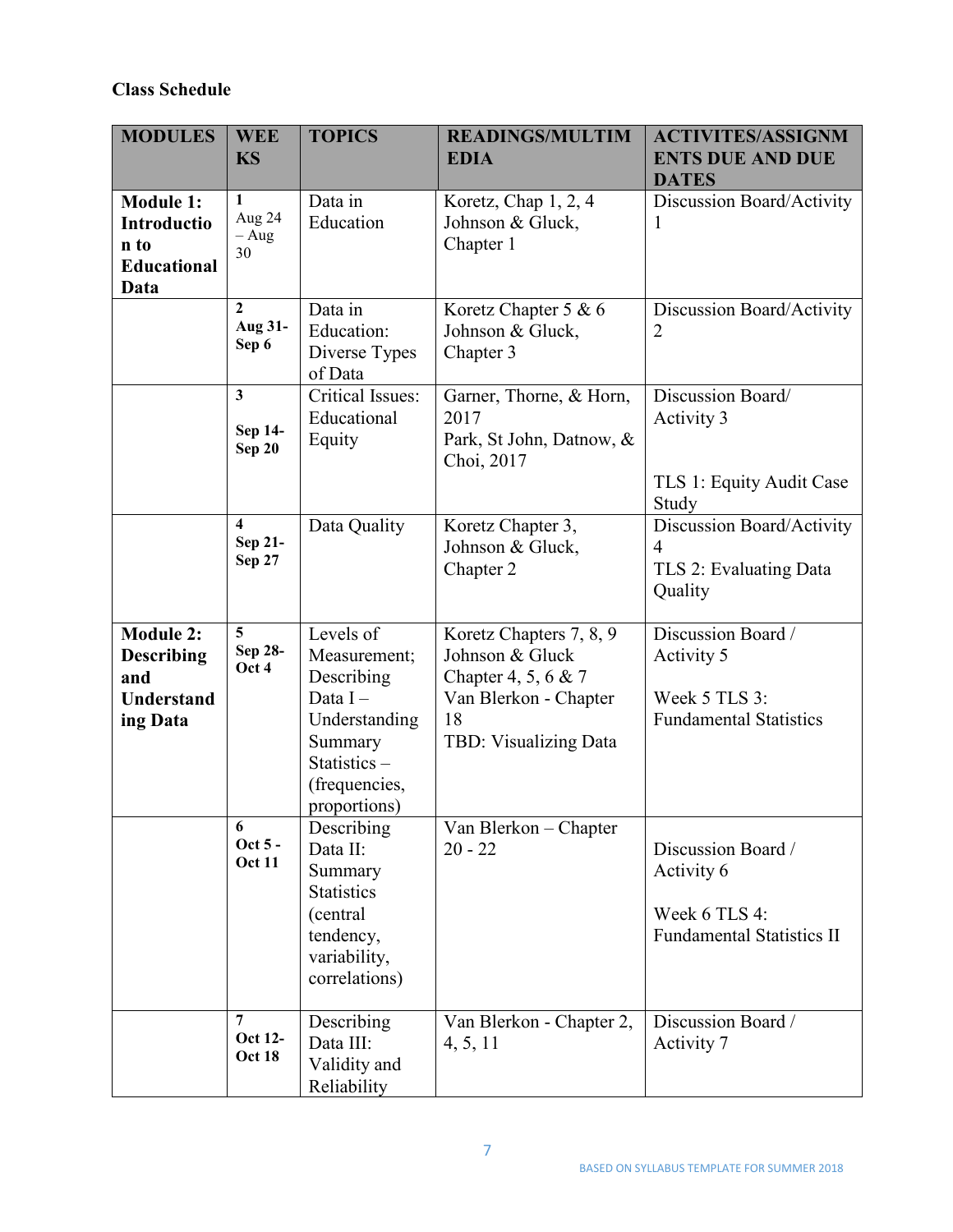**Class Schedule**

| MODULES | WEEKS | TOPICS | READINGS/MULTIMEDIA | ACTIVITES/ASSIGNMENTS DUE AND DUE DATES |
|---|---|---|---|---|
| **Module 1: Introduction to Educational Data** | **1** Aug 24 – Aug 30 | Data in Education | Koretz, Chap 1, 2, 4 Johnson & Gluck, Chapter 1 | Discussion Board/Activity 1 |
| | **2 Aug 31- Sep 6** | Data in Education: Diverse Types of Data | Koretz Chapter 5 & 6 Johnson & Gluck, Chapter 3 | Discussion Board/Activity 2 |
| | **3 Sep 14- Sep 20** | Critical Issues: Educational Equity | Garner, Thorne, & Horn, 2017 Park, St John, Datnow, & Choi, 2017 | Discussion Board/ Activity 3<br><br>TLS 1: Equity Audit Case Study |
| | **4 Sep 21- Sep 27** | Data Quality | Koretz Chapter 3, Johnson & Gluck, Chapter 2 | Discussion Board/Activity 4<br>TLS 2: Evaluating Data Quality |
| **Module 2: Describing and Understanding Data** | **5 Sep 28- Oct 4** | Levels of Measurement; Describing Data I – Understanding Summary Statistics – (frequencies, proportions) | Koretz Chapters 7, 8, 9 Johnson & Gluck Chapter 4, 5, 6 & 7 Van Blerkon - Chapter 18 TBD: Visualizing Data | Discussion Board / Activity 5<br><br>Week 5 TLS 3: Fundamental Statistics |
| | **6 Oct 5 - Oct 11** | Describing Data II: Summary Statistics (central tendency, variability, correlations) | Van Blerkon – Chapter 20 - 22 | Discussion Board / Activity 6<br><br>Week 6 TLS 4: Fundamental Statistics II |
| | **7 Oct 12- Oct 18** | Describing Data III: Validity and Reliability | Van Blerkon - Chapter 2, 4, 5, 11 | Discussion Board / Activity 7 |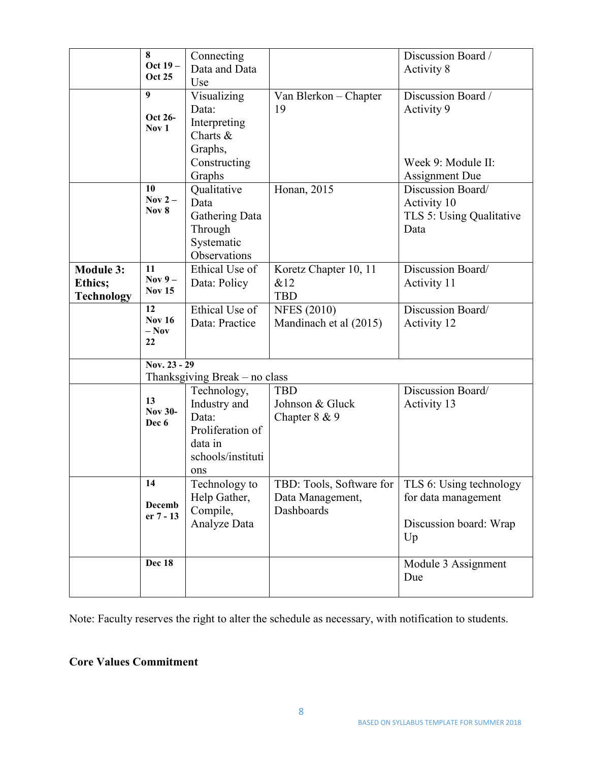| | | | | |
|---|---|---|---|---|
| | **8** **Oct 19 – Oct 25** | Connecting Data and Data Use | | Discussion Board / Activity 8 |
| | **9** **Oct 26- Nov 1** | Visualizing Data: Interpreting Charts & Graphs, Constructing Graphs | Van Blerkon – Chapter 19 | Discussion Board / Activity 9<br><br>Week 9: Module II: Assignment Due |
| | **10** **Nov 2 – Nov 8** | Qualitative Data Gathering Data Through Systematic Observations | Honan, 2015 | Discussion Board/ Activity 10<br>TLS 5: Using Qualitative Data |
| **Module 3: Ethics; Technology** | **11** **Nov 9 – Nov 15** | Ethical Use of Data: Policy | Koretz Chapter 10, 11 &12<br>TBD | Discussion Board/ Activity 11 |
| | **12** **Nov 16 – Nov 22** | Ethical Use of Data: Practice | NFES (2010)<br>Mandinach et al (2015) | Discussion Board/ Activity 12 |
| | **Nov. 23 - 29** Thanksgiving Break – no class | | | |
| | **13** **Nov 30- Dec 6** | Technology, Industry and Data: Proliferation of data in schools/institutions | TBD<br>Johnson & Gluck Chapter 8 & 9 | Discussion Board/ Activity 13 |
| | **14** **December 7 - 13** | Technology to Help Gather, Compile, Analyze Data | TBD: Tools, Software for Data Management, Dashboards | TLS 6: Using technology for data management<br><br>Discussion board: Wrap Up |
| | **Dec 18** | | | Module 3 Assignment Due |

Note: Faculty reserves the right to alter the schedule as necessary, with notification to students.

**Core Values Commitment**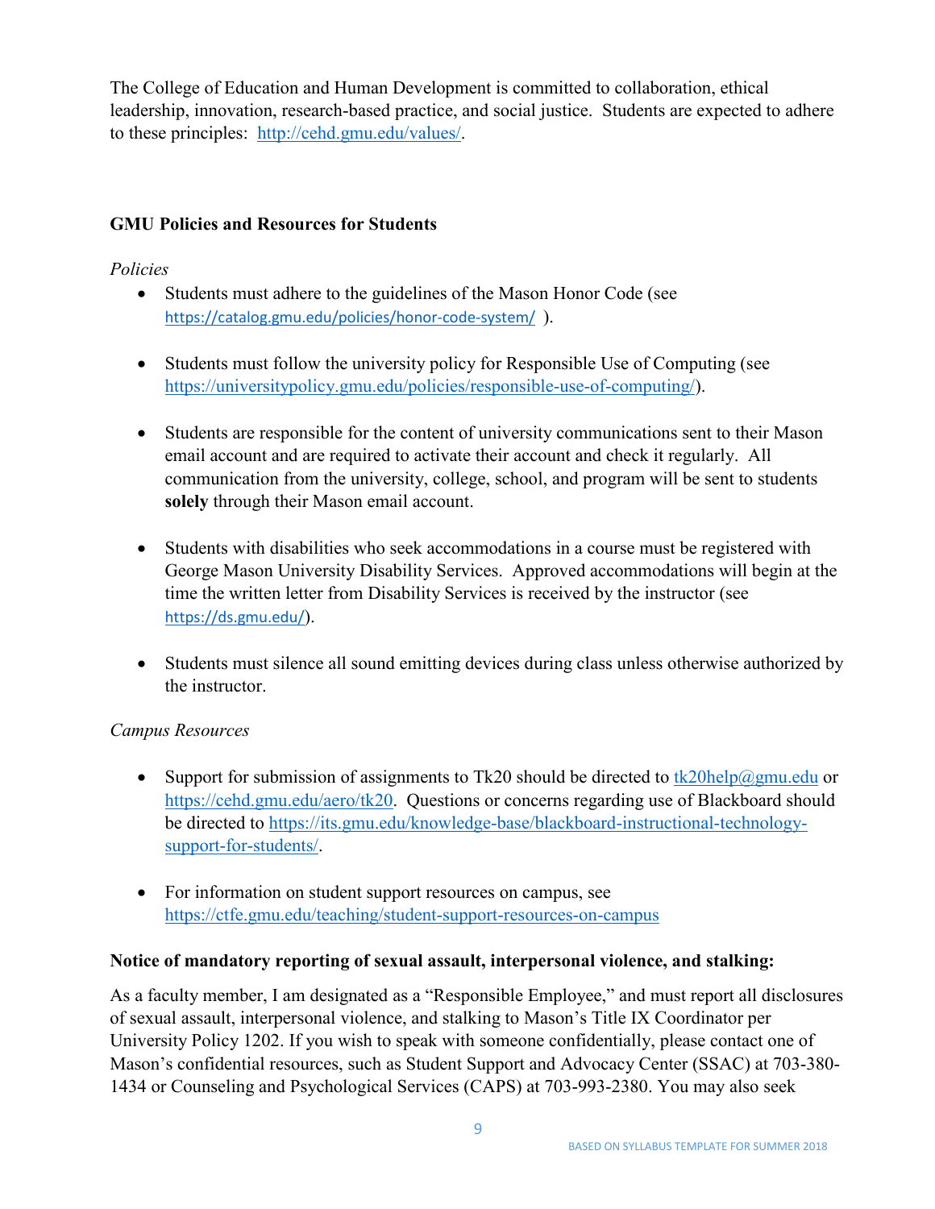The College of Education and Human Development is committed to collaboration, ethical leadership, innovation, research-based practice, and social justice. Students are expected to adhere to these principles: http://cehd.gmu.edu/values/.

**GMU Policies and Resources for Students**

*Policies*

- Students must adhere to the guidelines of the Mason Honor Code (see https://catalog.gmu.edu/policies/honor-code-system/ ).
- Students must follow the university policy for Responsible Use of Computing (see https://universitypolicy.gmu.edu/policies/responsible-use-of-computing/).
- Students are responsible for the content of university communications sent to their Mason email account and are required to activate their account and check it regularly. All communication from the university, college, school, and program will be sent to students **solely** through their Mason email account.
- Students with disabilities who seek accommodations in a course must be registered with George Mason University Disability Services. Approved accommodations will begin at the time the written letter from Disability Services is received by the instructor (see https://ds.gmu.edu/).
- Students must silence all sound emitting devices during class unless otherwise authorized by the instructor.

*Campus Resources*

- Support for submission of assignments to Tk20 should be directed to tk20help@gmu.edu or https://cehd.gmu.edu/aero/tk20. Questions or concerns regarding use of Blackboard should be directed to https://its.gmu.edu/knowledge-base/blackboard-instructional-technology-support-for-students/.
- For information on student support resources on campus, see https://ctfe.gmu.edu/teaching/student-support-resources-on-campus

**Notice of mandatory reporting of sexual assault, interpersonal violence, and stalking:**

As a faculty member, I am designated as a "Responsible Employee," and must report all disclosures of sexual assault, interpersonal violence, and stalking to Mason's Title IX Coordinator per University Policy 1202. If you wish to speak with someone confidentially, please contact one of Mason's confidential resources, such as Student Support and Advocacy Center (SSAC) at 703-380-1434 or Counseling and Psychological Services (CAPS) at 703-993-2380. You may also seek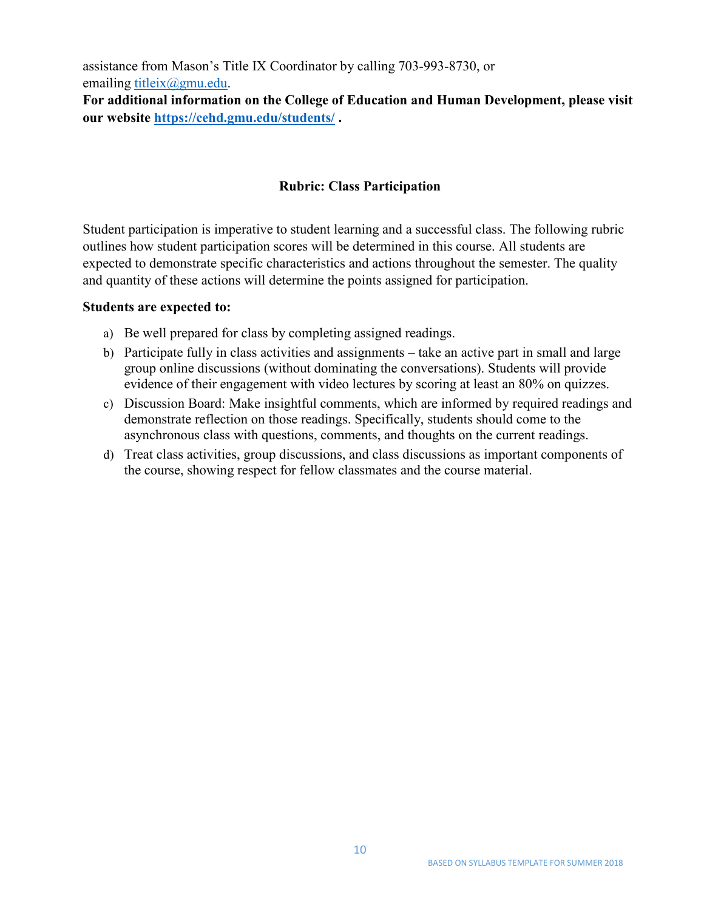assistance from Mason's Title IX Coordinator by calling 703-993-8730, or emailing titleix@gmu.edu.

**For additional information on the College of Education and Human Development, please visit our website https://cehd.gmu.edu/students/ .**

## Rubric: Class Participation

Student participation is imperative to student learning and a successful class. The following rubric outlines how student participation scores will be determined in this course. All students are expected to demonstrate specific characteristics and actions throughout the semester. The quality and quantity of these actions will determine the points assigned for participation.

**Students are expected to:**

a) Be well prepared for class by completing assigned readings.
b) Participate fully in class activities and assignments – take an active part in small and large group online discussions (without dominating the conversations). Students will provide evidence of their engagement with video lectures by scoring at least an 80% on quizzes.
c) Discussion Board: Make insightful comments, which are informed by required readings and demonstrate reflection on those readings. Specifically, students should come to the asynchronous class with questions, comments, and thoughts on the current readings.
d) Treat class activities, group discussions, and class discussions as important components of the course, showing respect for fellow classmates and the course material.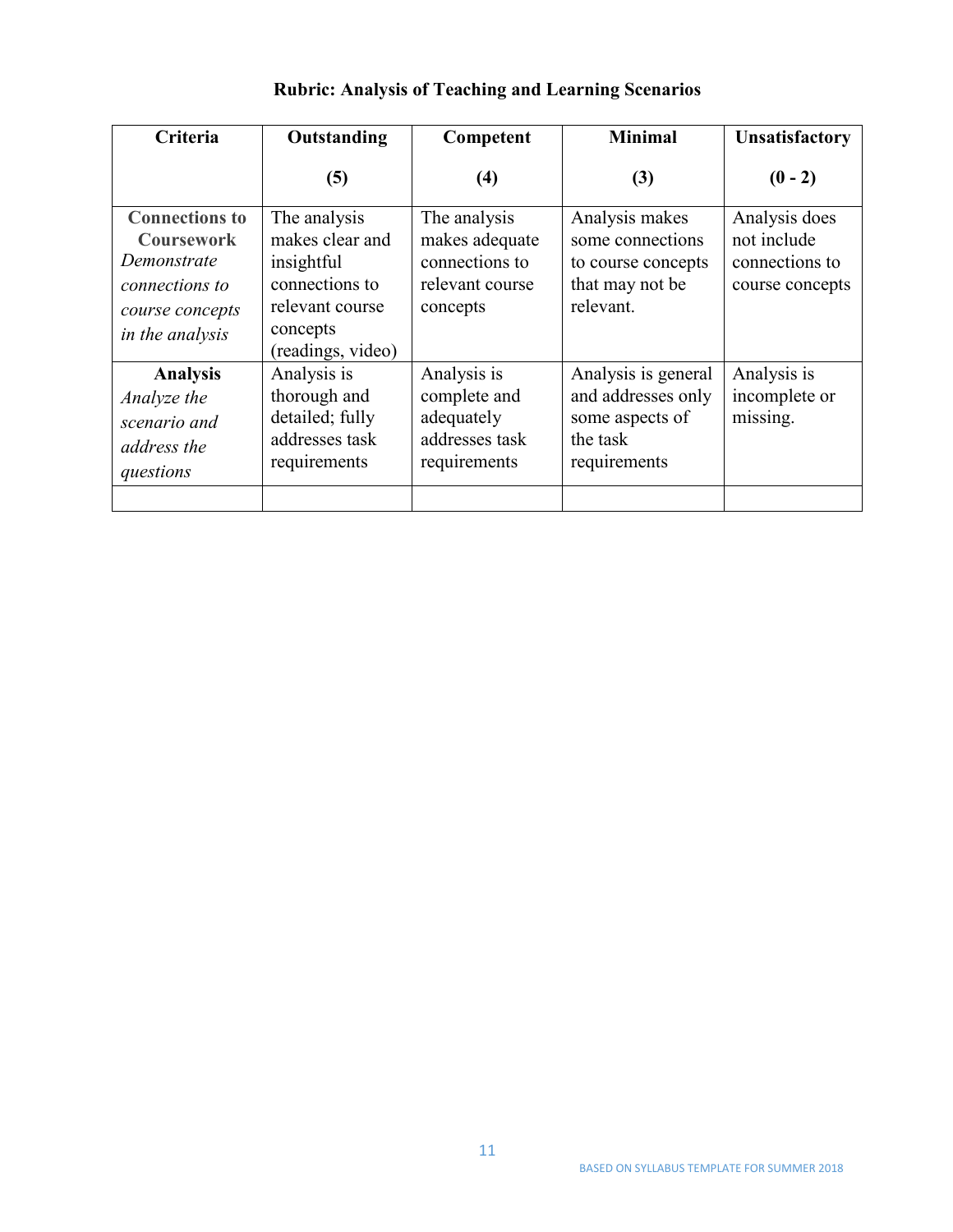**Rubric: Analysis of Teaching and Learning Scenarios**

| Criteria | Outstanding (5) | Competent (4) | Minimal (3) | Unsatisfactory (0 - 2) |
|---|---|---|---|---|
| **Connections to Coursework** *Demonstrate connections to course concepts in the analysis* | The analysis makes clear and insightful connections to relevant course concepts (readings, video) | The analysis makes adequate connections to relevant course concepts | Analysis makes some connections to course concepts that may not be relevant. | Analysis does not include connections to course concepts |
| **Analysis** *Analyze the scenario and address the questions* | Analysis is thorough and detailed; fully addresses task requirements | Analysis is complete and adequately addresses task requirements | Analysis is general and addresses only some aspects of the task requirements | Analysis is incomplete or missing. |
| | | | | |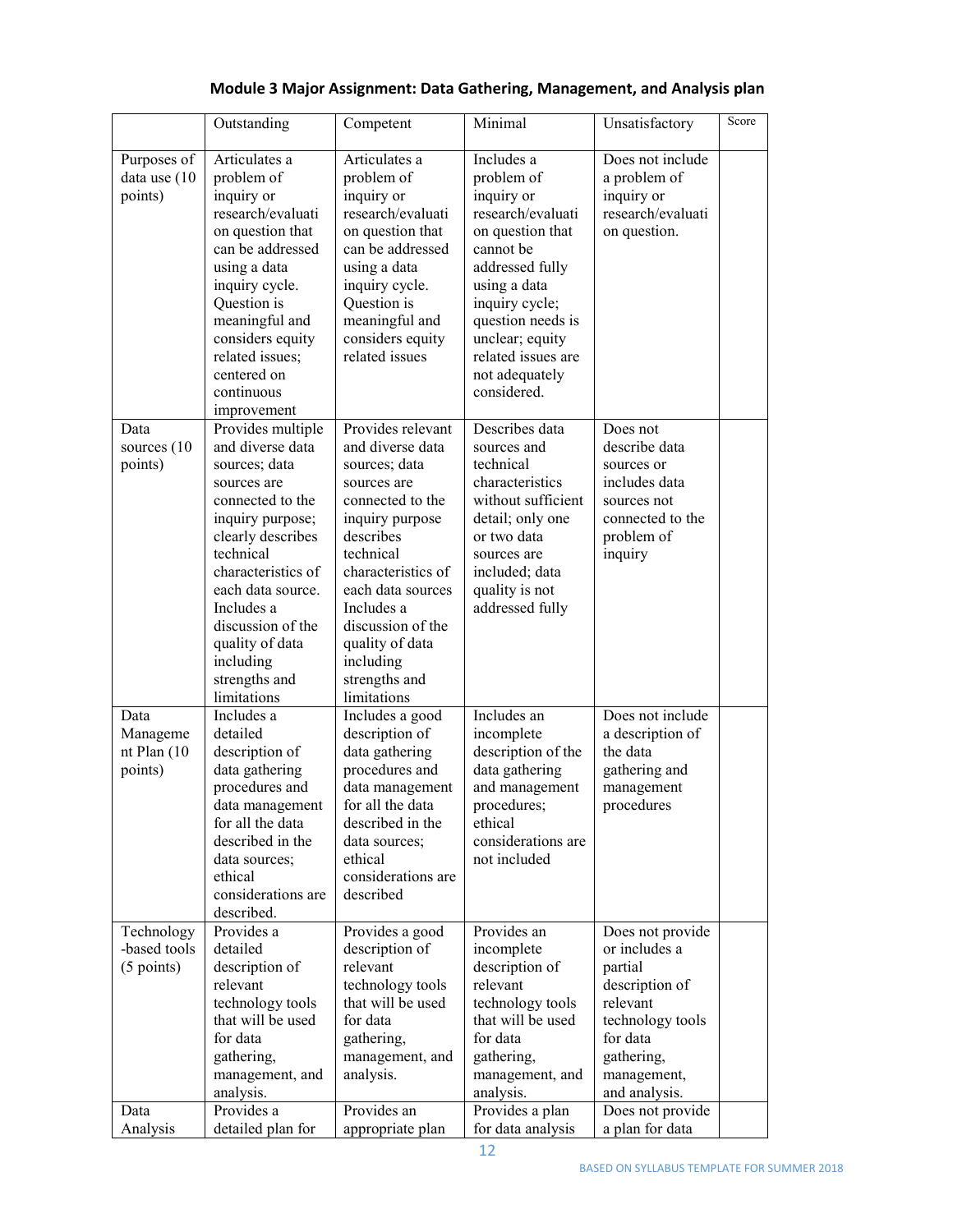**Module 3 Major Assignment: Data Gathering, Management, and Analysis plan**

| | Outstanding | Competent | Minimal | Unsatisfactory | Score |
|---|---|---|---|---|---|
| Purposes of data use (10 points) | Articulates a problem of inquiry or research/evaluation question that can be addressed using a data inquiry cycle. Question is meaningful and considers equity related issues; centered on continuous improvement | Articulates a problem of inquiry or research/evaluation question that can be addressed using a data inquiry cycle. Question is meaningful and considers equity related issues | Includes a problem of inquiry or research/evaluation question that cannot be addressed fully using a data inquiry cycle; question needs is unclear; equity related issues are not adequately considered. | Does not include a problem of inquiry or research/evaluation question. | |
| Data sources (10 points) | Provides multiple and diverse data sources; data sources are connected to the inquiry purpose; clearly describes technical characteristics of each data source. Includes a discussion of the quality of data including strengths and limitations | Provides relevant and diverse data sources; data sources are connected to the inquiry purpose describes technical characteristics of each data sources Includes a discussion of the quality of data including strengths and limitations | Describes data sources and technical characteristics without sufficient detail; only one or two data sources are included; data quality is not addressed fully | Does not describe data sources or includes data sources not connected to the problem of inquiry | |
| Data Management Plan (10 points) | Includes a detailed description of data gathering procedures and data management for all the data described in the data sources; ethical considerations are described. | Includes a good description of data gathering procedures and data management for all the data described in the data sources; ethical considerations are described | Includes an incomplete description of the data gathering and management procedures; ethical considerations are not included | Does not include a description of the data gathering and management procedures | |
| Technology-based tools (5 points) | Provides a detailed description of relevant technology tools that will be used for data gathering, management, and analysis. | Provides a good description of relevant technology tools that will be used for data gathering, management, and analysis. | Provides an incomplete description of relevant technology tools that will be used for data gathering, management, and analysis. | Does not provide or includes a partial description of relevant technology tools for data gathering, management, and analysis. | |
| Data Analysis | Provides a detailed plan for | Provides an appropriate plan | Provides a plan for data analysis | Does not provide a plan for data | |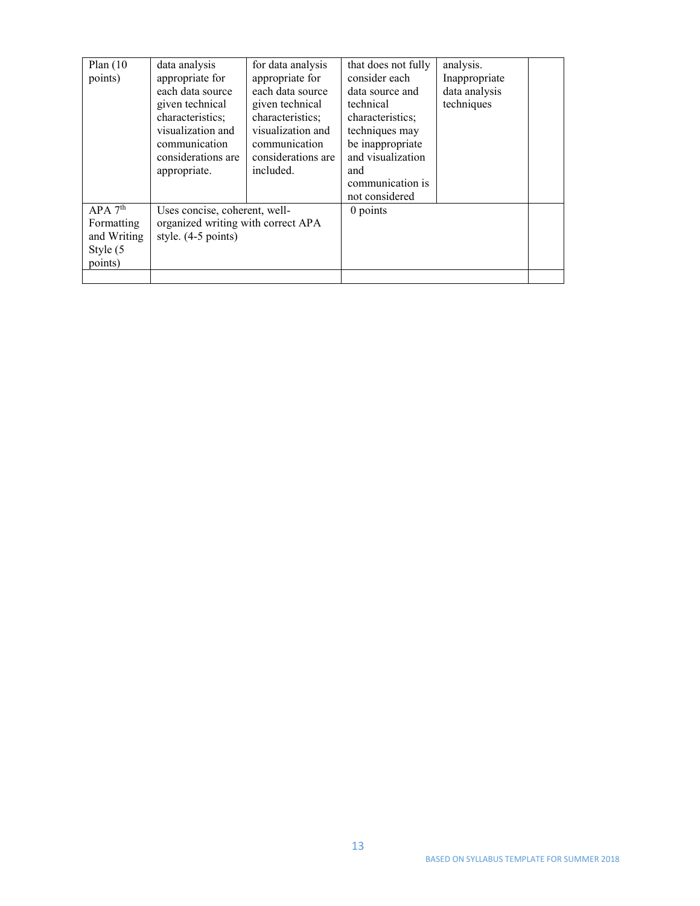| | | | | | |
|---|---|---|---|---|---|
| Plan (10 points) | data analysis appropriate for each data source given technical characteristics; visualization and communication considerations are appropriate. | for data analysis appropriate for each data source given technical characteristics; visualization and communication considerations are included. | that does not fully consider each data source and technical characteristics; techniques may be inappropriate and visualization and communication is not considered | analysis. Inappropriate data analysis techniques | |
| APA 7th Formatting and Writing Style (5 points) | Uses concise, coherent, well-organized writing with correct APA style. (4-5 points) | | 0 points | | |
| | | | | | |